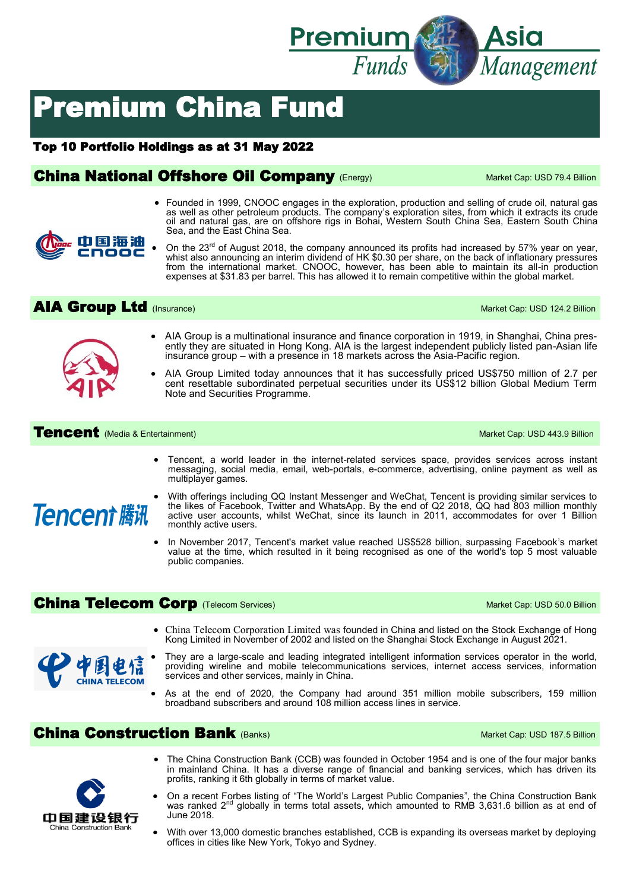# Premium China Fund

## Top 10 Portfolio Holdings as at 31 May 2022

### China National Offshore Oil Company (Energy)

Market Cap: USD 79.4 Billion

- Founded in 1999, CNOOC engages in the exploration, production and selling of crude oil, natural gas as well as other petroleum products. The company's exploration sites, from which it extracts its crude oil and natural gas, are on offshore rigs in Bohai, Western South China Sea, Eastern South China Sea, and the East China Sea.
- On the 23rd of August 2018, the company announced its profits had increased by 57% year on year, whist also announcing an interim dividend of HK $0.30 per share, on the back of inflationary pressures from the international market. CNOOC, however, has been able to maintain its all-in production expenses at $31.83 per barrel. This has allowed it to remain competitive within the global market.

### AIA Group Ltd (Insurance)

Market Cap: USD 124.2 Billion

- AIA Group is a multinational insurance and finance corporation in 1919, in Shanghai, China presently they are situated in Hong Kong. AIA is the largest independent publicly listed pan-Asian life insurance group – with a presence in 18 markets across the Asia-Pacific region.
- AIA Group Limited today announces that it has successfully priced US$750 million of 2.7 per cent resettable subordinated perpetual securities under its US$12 billion Global Medium Term Note and Securities Programme.

### Tencent (Media & Entertainment)

Market Cap: USD 443.9 Billion

- Tencent, a world leader in the internet-related services space, provides services across instant messaging, social media, email, web-portals, e-commerce, advertising, online payment as well as multiplayer games.
- With offerings including QQ Instant Messenger and WeChat, Tencent is providing similar services to the likes of Facebook, Twitter and WhatsApp. By the end of Q2 2018, QQ had 803 million monthly active user accounts, whilst WeChat, since its launch in 2011, accommodates for over 1 Billion monthly active users.
- In November 2017, Tencent's market value reached US$528 billion, surpassing Facebook's market value at the time, which resulted in it being recognised as one of the world's top 5 most valuable public companies.

### China Telecom Corp (Telecom Services)

Market Cap: USD 50.0 Billion

- China Telecom Corporation Limited was founded in China and listed on the Stock Exchange of Hong Kong Limited in November of 2002 and listed on the Shanghai Stock Exchange in August 2021.
- They are a large-scale and leading integrated intelligent information services operator in the world, providing wireline and mobile telecommunications services, internet access services, information services and other services, mainly in China.
- As at the end of 2020, the Company had around 351 million mobile subscribers, 159 million broadband subscribers and around 108 million access lines in service.

### China Construction Bank (Banks)

Market Cap: USD 187.5 Billion

- The China Construction Bank (CCB) was founded in October 1954 and is one of the four major banks in mainland China. It has a diverse range of financial and banking services, which has driven its profits, ranking it 6th globally in terms of market value.
- On a recent Forbes listing of "The World's Largest Public Companies", the China Construction Bank was ranked 2nd globally in terms total assets, which amounted to RMB 3,631.6 billion as at end of June 2018.
- With over 13,000 domestic branches established, CCB is expanding its overseas market by deploying offices in cities like New York, Tokyo and Sydney.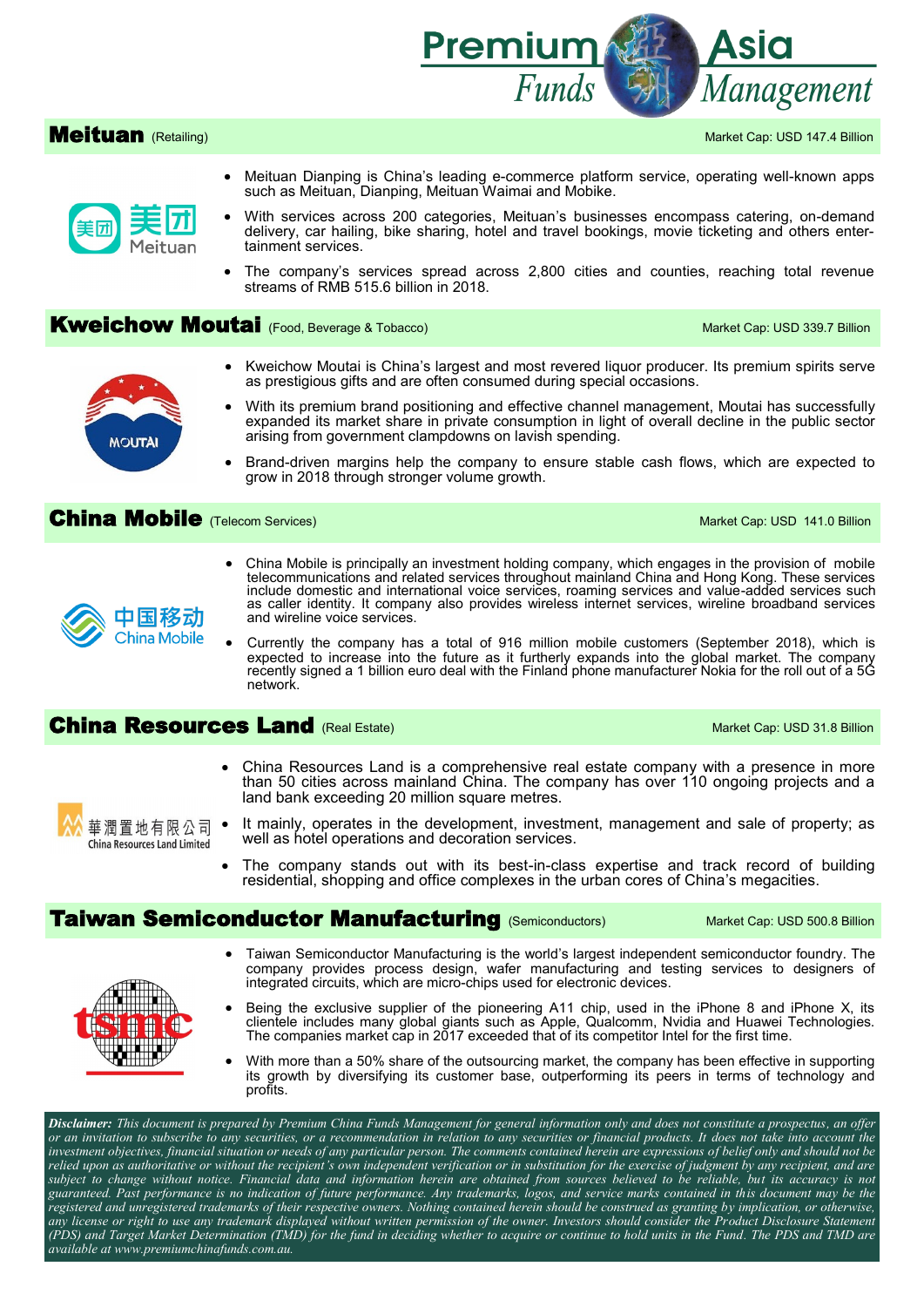## Meituan (Retailing)

Market Cap: USD 147.4 Billion

- Meituan Dianping is China's leading e-commerce platform service, operating well-known apps such as Meituan, Dianping, Meituan Waimai and Mobike.
- With services across 200 categories, Meituan's businesses encompass catering, on-demand delivery, car hailing, bike sharing, hotel and travel bookings, movie ticketing and others entertainment services.
- The company's services spread across 2,800 cities and counties, reaching total revenue streams of RMB 515.6 billion in 2018.

## Kweichow Moutai (Food, Beverage & Tobacco)

Market Cap: USD 339.7 Billion

- Kweichow Moutai is China's largest and most revered liquor producer. Its premium spirits serve as prestigious gifts and are often consumed during special occasions.
- With its premium brand positioning and effective channel management, Moutai has successfully expanded its market share in private consumption in light of overall decline in the public sector arising from government clampdowns on lavish spending.
- Brand-driven margins help the company to ensure stable cash flows, which are expected to grow in 2018 through stronger volume growth.

## China Mobile (Telecom Services)

Market Cap: USD 141.0 Billion

- China Mobile is principally an investment holding company, which engages in the provision of mobile telecommunications and related services throughout mainland China and Hong Kong. These services include domestic and international voice services, roaming services and value-added services such as caller identity. It company also provides wireless internet services, wireline broadband services and wireline voice services.
- Currently the company has a total of 916 million mobile customers (September 2018), which is expected to increase into the future as it furtherly expands into the global market. The company recently signed a 1 billion euro deal with the Finland phone manufacturer Nokia for the roll out of a 5G network.

## China Resources Land (Real Estate)

Market Cap: USD 31.8 Billion

- China Resources Land is a comprehensive real estate company with a presence in more than 50 cities across mainland China. The company has over 110 ongoing projects and a land bank exceeding 20 million square metres.
- It mainly, operates in the development, investment, management and sale of property; as well as hotel operations and decoration services.
- The company stands out with its best-in-class expertise and track record of building residential, shopping and office complexes in the urban cores of China's megacities.

## Taiwan Semiconductor Manufacturing (Semiconductors)

Market Cap: USD 500.8 Billion

- Taiwan Semiconductor Manufacturing is the world's largest independent semiconductor foundry. The company provides process design, wafer manufacturing and testing services to designers of integrated circuits, which are micro-chips used for electronic devices.
- Being the exclusive supplier of the pioneering A11 chip, used in the iPhone 8 and iPhone X, its clientele includes many global giants such as Apple, Qualcomm, Nvidia and Huawei Technologies. The companies market cap in 2017 exceeded that of its competitor Intel for the first time.
- With more than a 50% share of the outsourcing market, the company has been effective in supporting its growth by diversifying its customer base, outperforming its peers in terms of technology and profits.

***Disclaimer:*** *This document is prepared by Premium China Funds Management for general information only and does not constitute a prospectus, an offer or an invitation to subscribe to any securities, or a recommendation in relation to any securities or financial products. It does not take into account the investment objectives, financial situation or needs of any particular person. The comments contained herein are expressions of belief only and should not be relied upon as authoritative or without the recipient's own independent verification or in substitution for the exercise of judgment by any recipient, and are subject to change without notice. Financial data and information herein are obtained from sources believed to be reliable, but its accuracy is not guaranteed. Past performance is no indication of future performance. Any trademarks, logos, and service marks contained in this document may be the registered and unregistered trademarks of their respective owners. Nothing contained herein should be construed as granting by implication, or otherwise, any license or right to use any trademark displayed without written permission of the owner. Investors should consider the Product Disclosure Statement (PDS) and Target Market Determination (TMD) for the fund in deciding whether to acquire or continue to hold units in the Fund. The PDS and TMD are available at www.premiumchinafunds.com.au.*